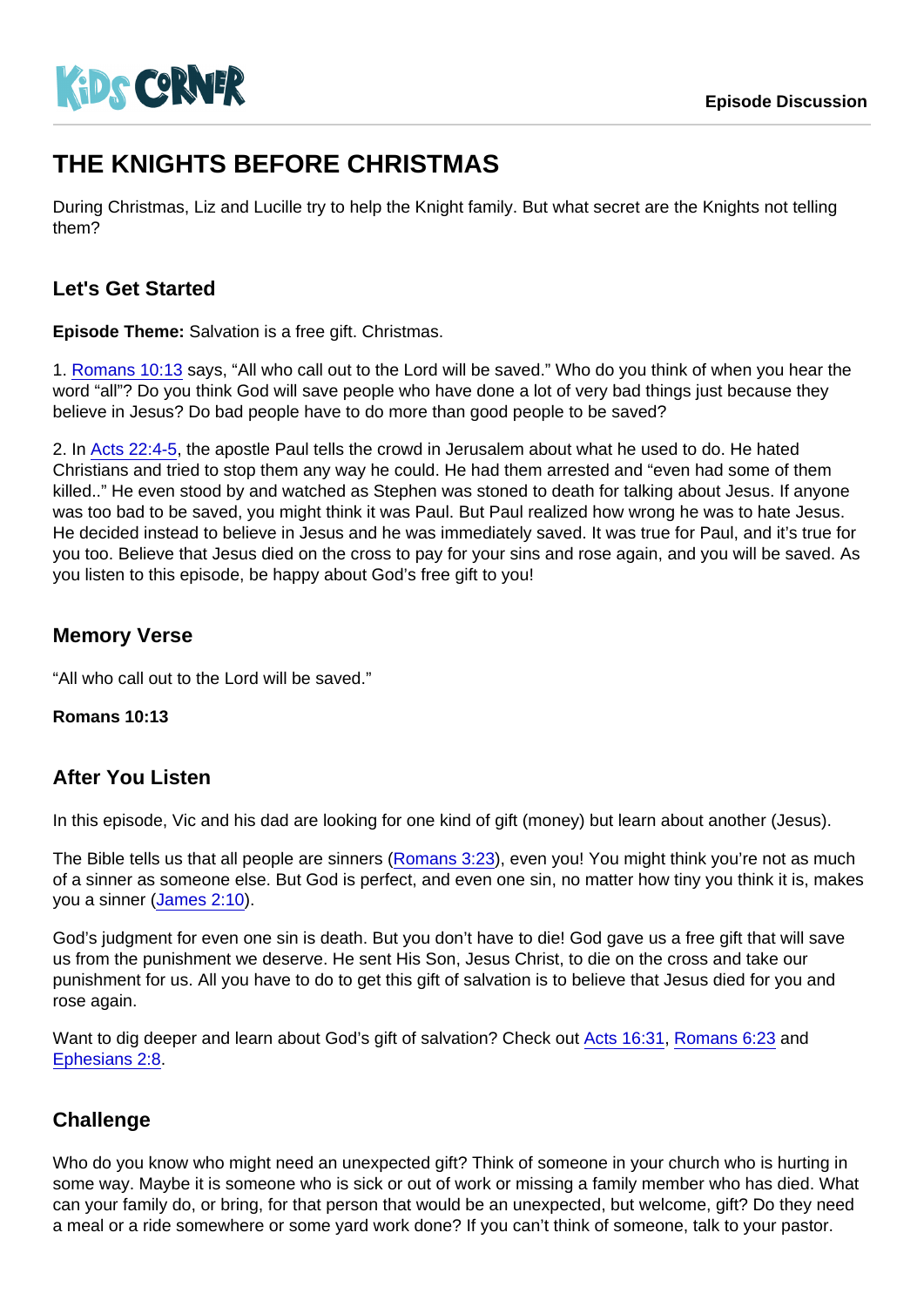KiDS CORNER

Episode Discussion

# THE KNIGHTS BEFORE CHRISTMAS

During Christmas, Liz and Lucille try to help the Knight family. But what secret are the Knights not telling them?

## Let's Get Started

**Episode Theme:** Salvation is a free gift. Christmas.

1. Romans 10:13 says, “All who call out to the Lord will be saved.” Who do you think of when you hear the word “all”? Do you think God will save people who have done a lot of very bad things just because they believe in Jesus? Do bad people have to do more than good people to be saved?

2. In Acts 22:4-5, the apostle Paul tells the crowd in Jerusalem about what he used to do. He hated Christians and tried to stop them any way he could. He had them arrested and “even had some of them killed..” He even stood by and watched as Stephen was stoned to death for talking about Jesus. If anyone was too bad to be saved, you might think it was Paul. But Paul realized how wrong he was to hate Jesus. He decided instead to believe in Jesus and he was immediately saved. It was true for Paul, and it’s true for you too. Believe that Jesus died on the cross to pay for your sins and rose again, and you will be saved. As you listen to this episode, be happy about God’s free gift to you!

## Memory Verse

“All who call out to the Lord will be saved.”

**Romans 10:13**

## After You Listen

In this episode, Vic and his dad are looking for one kind of gift (money) but learn about another (Jesus).

The Bible tells us that all people are sinners (Romans 3:23), even you! You might think you’re not as much of a sinner as someone else. But God is perfect, and even one sin, no matter how tiny you think it is, makes you a sinner (James 2:10).

God’s judgment for even one sin is death. But you don’t have to die! God gave us a free gift that will save us from the punishment we deserve. He sent His Son, Jesus Christ, to die on the cross and take our punishment for us. All you have to do to get this gift of salvation is to believe that Jesus died for you and rose again.

Want to dig deeper and learn about God’s gift of salvation? Check out Acts 16:31, Romans 6:23 and Ephesians 2:8.

## Challenge

Who do you know who might need an unexpected gift? Think of someone in your church who is hurting in some way. Maybe it is someone who is sick or out of work or missing a family member who has died. What can your family do, or bring, for that person that would be an unexpected, but welcome, gift? Do they need a meal or a ride somewhere or some yard work done? If you can’t think of someone, talk to your pastor.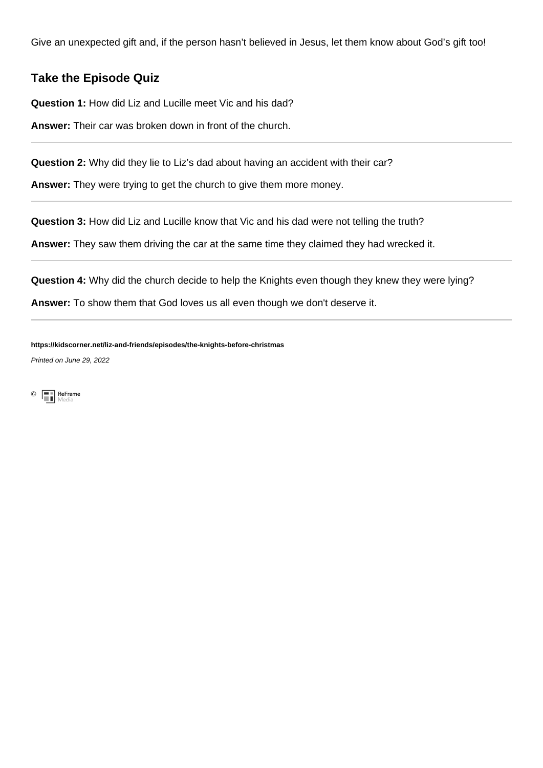Give an unexpected gift and, if the person hasn't believed in Jesus, let them know about God's gift too!

## Take the Episode Quiz

**Question 1:** How did Liz and Lucille meet Vic and his dad?

**Answer:** Their car was broken down in front of the church.

---

**Question 2:** Why did they lie to Liz's dad about having an accident with their car?

**Answer:** They were trying to get the church to give them more money.

---

**Question 3:** How did Liz and Lucille know that Vic and his dad were not telling the truth?

**Answer:** They saw them driving the car at the same time they claimed they had wrecked it.

---

**Question 4:** Why did the church decide to help the Knights even though they knew they were lying?

**Answer:** To show them that God loves us all even though we don't deserve it.

---

**https://kidscorner.net/liz-and-friends/episodes/the-knights-before-christmas**

*Printed on June 29, 2022*

© ReFrame Media